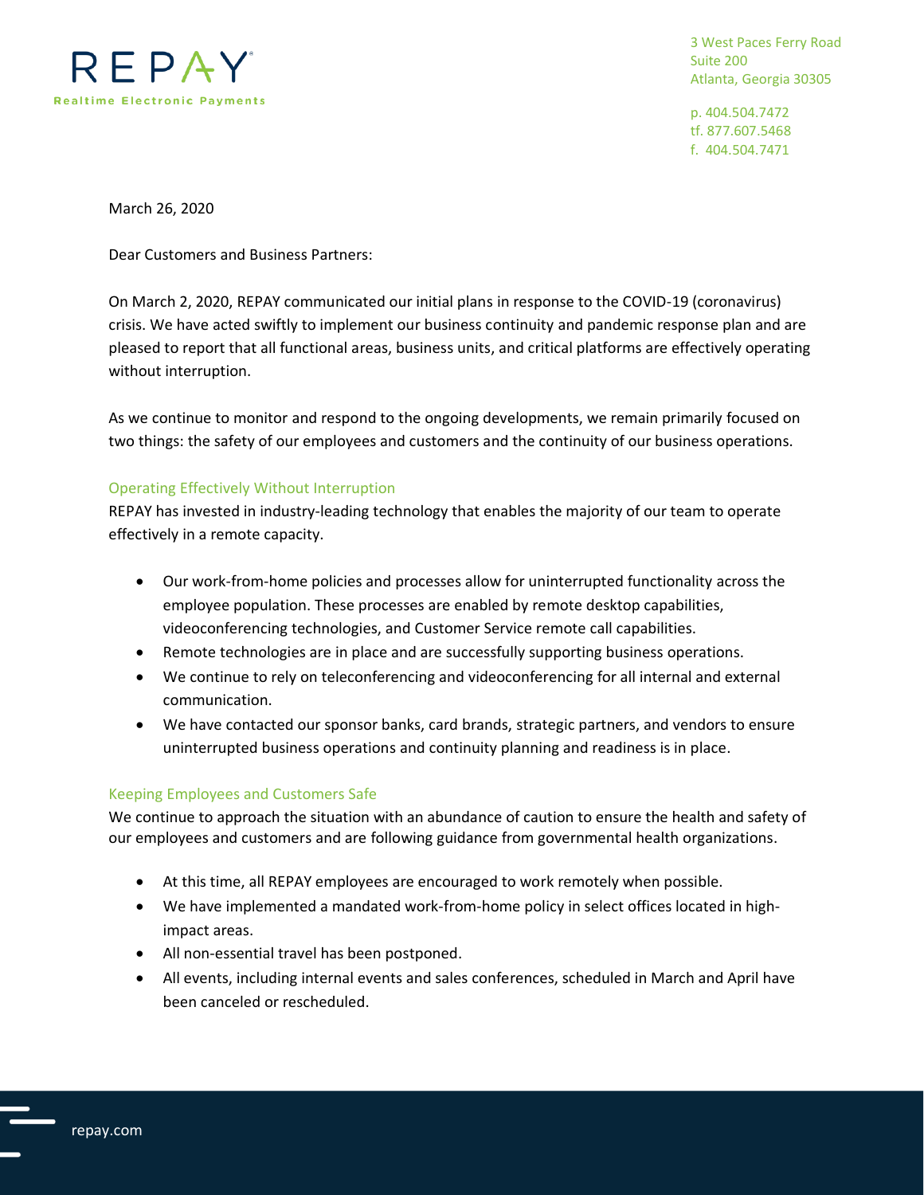REPAY
Realtime Electronic Payments

3 West Paces Ferry Road
Suite 200
Atlanta, Georgia 30305

p. 404.504.7472
tf. 877.607.5468
f. 404.504.7471

March 26, 2020

Dear Customers and Business Partners:

On March 2, 2020, REPAY communicated our initial plans in response to the COVID-19 (coronavirus) crisis. We have acted swiftly to implement our business continuity and pandemic response plan and are pleased to report that all functional areas, business units, and critical platforms are effectively operating without interruption.

As we continue to monitor and respond to the ongoing developments, we remain primarily focused on two things: the safety of our employees and customers and the continuity of our business operations.

### Operating Effectively Without Interruption

REPAY has invested in industry-leading technology that enables the majority of our team to operate effectively in a remote capacity.

- Our work-from-home policies and processes allow for uninterrupted functionality across the employee population. These processes are enabled by remote desktop capabilities, videoconferencing technologies, and Customer Service remote call capabilities.
- Remote technologies are in place and are successfully supporting business operations.
- We continue to rely on teleconferencing and videoconferencing for all internal and external communication.
- We have contacted our sponsor banks, card brands, strategic partners, and vendors to ensure uninterrupted business operations and continuity planning and readiness is in place.

### Keeping Employees and Customers Safe

We continue to approach the situation with an abundance of caution to ensure the health and safety of our employees and customers and are following guidance from governmental health organizations.

- At this time, all REPAY employees are encouraged to work remotely when possible.
- We have implemented a mandated work-from-home policy in select offices located in high-impact areas.
- All non-essential travel has been postponed.
- All events, including internal events and sales conferences, scheduled in March and April have been canceled or rescheduled.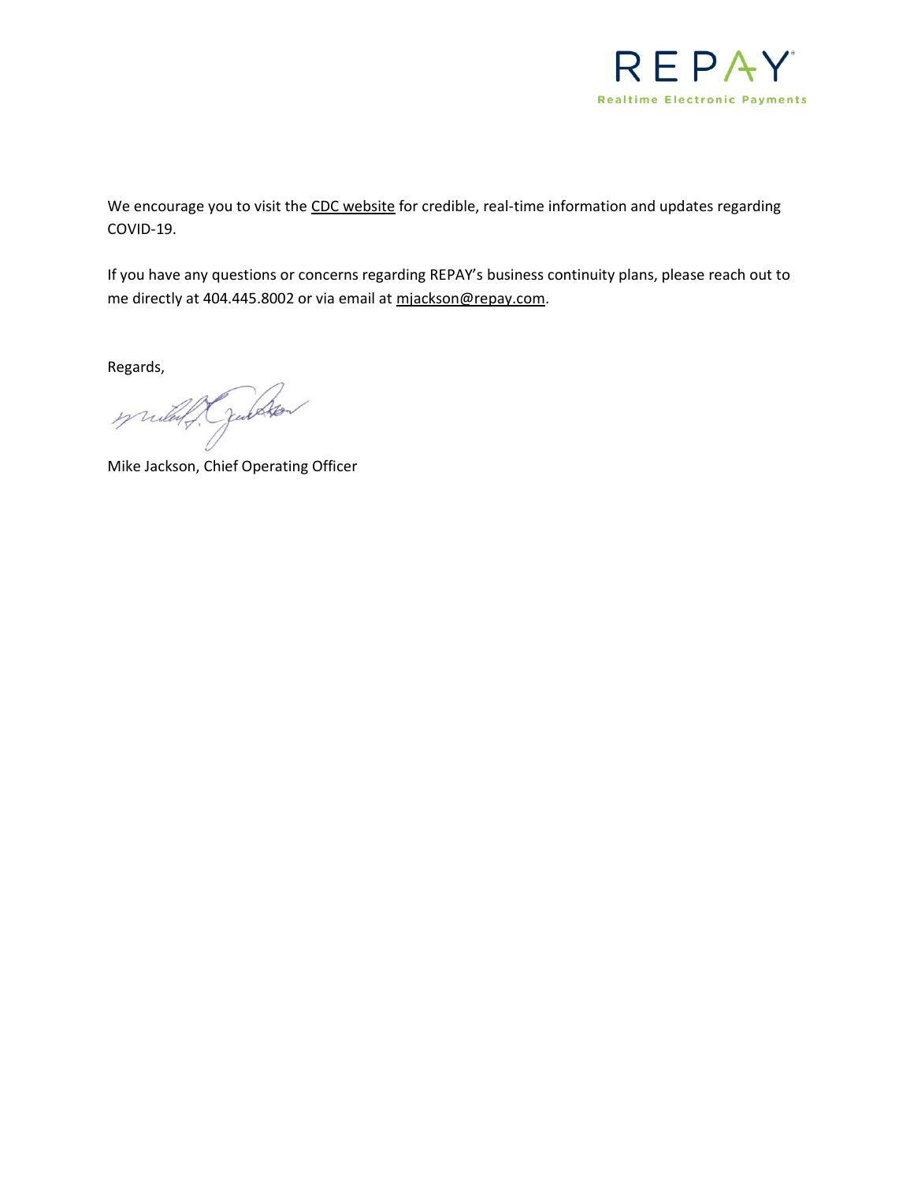We encourage you to visit the CDC website for credible, real-time information and updates regarding COVID-19.

If you have any questions or concerns regarding REPAY's business continuity plans, please reach out to me directly at 404.445.8002 or via email at mjackson@repay.com.

Regards,

Mike Jackson, Chief Operating Officer